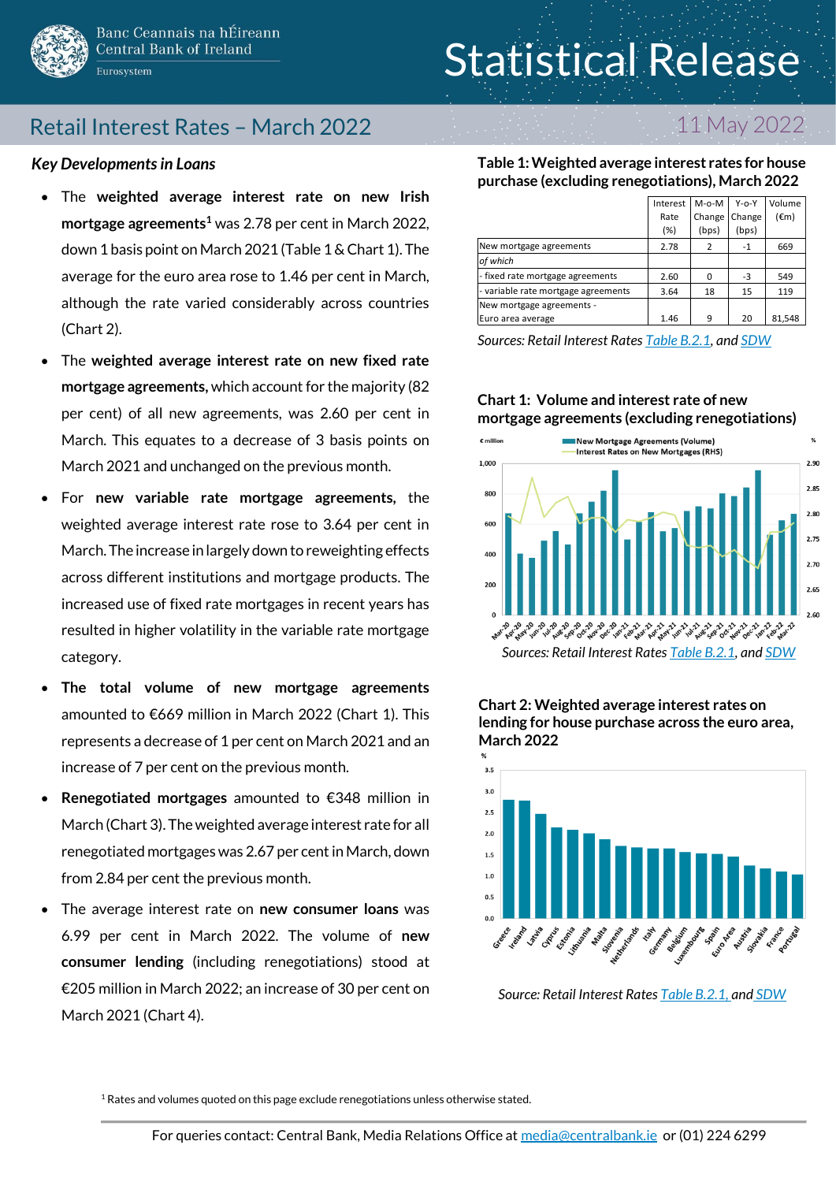# Statistical Release

## Retail Interest Rates – March 2022

11 May 2022

### *Key Developments in Loans*

- The **weighted average interest rate on new Irish mortgage agreements**[1] was 2.78 per cent in March 2022, down 1 basis point on March 2021 (Table 1 & Chart 1). The average for the euro area rose to 1.46 per cent in March, although the rate varied considerably across countries (Chart 2).
- The **weighted average interest rate on new fixed rate mortgage agreements,** which account for the majority (82 per cent) of all new agreements, was 2.60 per cent in March. This equates to a decrease of 3 basis points on March 2021 and unchanged on the previous month.
- For **new variable rate mortgage agreements,** the weighted average interest rate rose to 3.64 per cent in March. The increase in largely down to reweighting effects across different institutions and mortgage products. The increased use of fixed rate mortgages in recent years has resulted in higher volatility in the variable rate mortgage category.
- **The total volume of new mortgage agreements** amounted to €669 million in March 2022 (Chart 1). This represents a decrease of 1 per cent on March 2021 and an increase of 7 per cent on the previous month.
- **Renegotiated mortgages** amounted to €348 million in March (Chart 3). The weighted average interest rate for all renegotiated mortgages was 2.67 per cent in March, down from 2.84 per cent the previous month.
- The average interest rate on **new consumer loans** was 6.99 per cent in March 2022. The volume of **new consumer lending** (including renegotiations) stood at €205 million in March 2022; an increase of 30 per cent on March 2021 (Chart 4).

**Table 1: Weighted average interest rates for house purchase (excluding renegotiations), March 2022**

| | Interest Rate (%) | M-o-M Change (bps) | Y-o-Y Change (bps) | Volume (€m) |
|---|---|---|---|---|
| New mortgage agreements | 2.78 | 2 | -1 | 669 |
| *of which* | | | | |
| - fixed rate mortgage agreements | 2.60 | 0 | -3 | 549 |
| - variable rate mortgage agreements | 3.64 | 18 | 15 | 119 |
| New mortgage agreements - Euro area average | 1.46 | 9 | 20 | 81,548 |

*Sources: Retail Interest Rates Table B.2.1, and SDW*

**Chart 1: Volume and interest rate of new mortgage agreements (excluding renegotiations)**

€ million
%
New Mortgage Agreements (Volume)
Interest Rates on New Mortgages (RHS)
1,000
800
600
400
200
0
2.90
2.85
2.80
2.75
2.70
2.65
2.60
Mar-20 Apr-20 May-20 Jun-20 Jul-20 Aug-20 Sep-20 Oct-20 Nov-20 Dec-20 Jan-21 Feb-21 Mar-21 Apr-21 May-21 Jun-21 Jul-21 Aug-21 Sep-21 Oct-21 Nov-21 Dec-21 Jan-22 Feb-22 Mar-22

*Sources: Retail Interest Rates Table B.2.1, and SDW*

**Chart 2: Weighted average interest rates on lending for house purchase across the euro area, March 2022**

%
3.5
3.0
2.5
2.0
1.5
1.0
0.5
0.0
Greece Ireland Latvia Cyprus Estonia Lithuania Malta Slovenia Netherlands Italy Germany Belgium Luxembourg Spain Euro Area Austria Slovakia France Portugal

*Source: Retail Interest Rates Table B.2.1, and SDW*

[1] Rates and volumes quoted on this page exclude renegotiations unless otherwise stated.

For queries contact: Central Bank, Media Relations Office at media@centralbank.ie or (01) 224 6299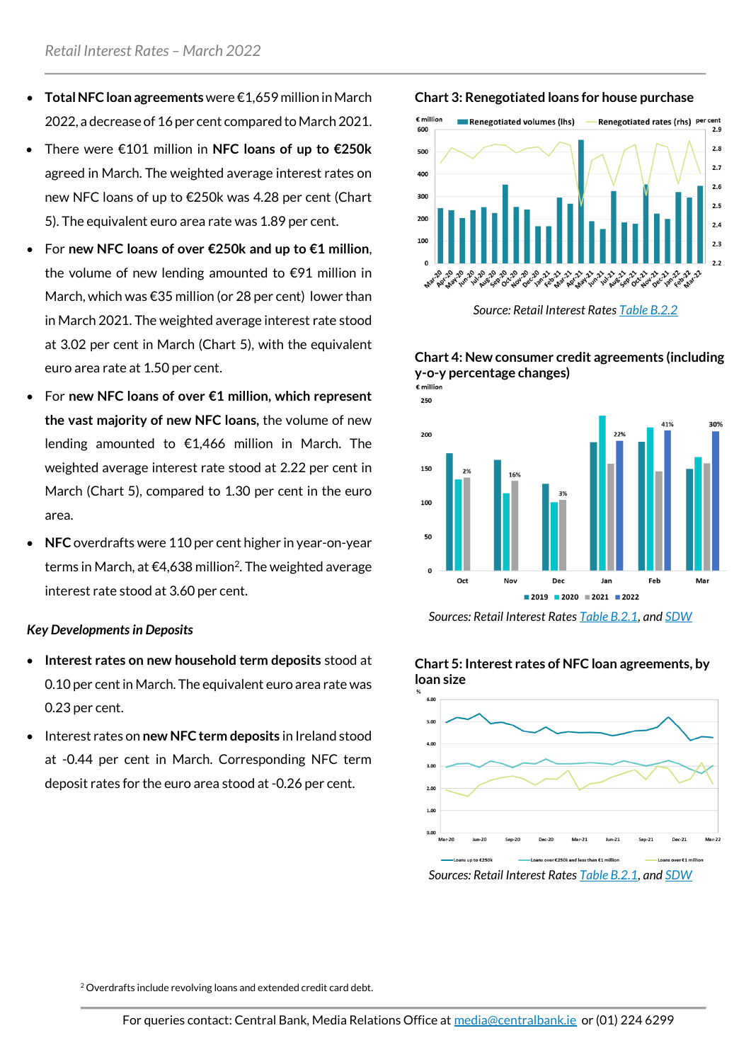- **Total NFC loan agreements** were €1,659 million in March 2022, a decrease of 16 per cent compared to March 2021.
- There were €101 million in **NFC loans of up to €250k** agreed in March. The weighted average interest rates on new NFC loans of up to €250k was 4.28 per cent (Chart 5). The equivalent euro area rate was 1.89 per cent.
- For **new NFC loans of over €250k and up to €1 million**, the volume of new lending amounted to €91 million in March, which was €35 million (or 28 per cent) lower than in March 2021. The weighted average interest rate stood at 3.02 per cent in March (Chart 5), with the equivalent euro area rate at 1.50 per cent.
- For **new NFC loans of over €1 million, which represent the vast majority of new NFC loans,** the volume of new lending amounted to €1,466 million in March. The weighted average interest rate stood at 2.22 per cent in March (Chart 5), compared to 1.30 per cent in the euro area.
- **NFC** overdrafts were 110 per cent higher in year-on-year terms in March, at €4,638 million[2]. The weighted average interest rate stood at 3.60 per cent.

***Key Developments in Deposits***

- **Interest rates on new household term deposits** stood at 0.10 per cent in March. The equivalent euro area rate was 0.23 per cent.
- Interest rates on **new NFC term deposits** in Ireland stood at -0.44 per cent in March. Corresponding NFC term deposit rates for the euro area stood at -0.26 per cent.

**Chart 3: Renegotiated loans for house purchase**

€ million
Renegotiated volumes (lhs)
Renegotiated rates (rhs)
per cent
600 500 400 300 200 100 0
2.9 2.8 2.7 2.6 2.5 2.4 2.3 2.2
Mar-20 Apr-20 May-20 Jun-20 Jul-20 Aug-20 Sep-20 Oct-20 Nov-20 Dec-20 Jan-21 Feb-21 Mar-21 Apr-21 May-21 Jun-21 Jul-21 Aug-21 Sep-21 Oct-21 Nov-21 Dec-21 Jan-22 Feb-22 Mar-22

*Source: Retail Interest Rates Table B.2.2*

**Chart 4: New consumer credit agreements (including y-o-y percentage changes)**

€ million
250 200 150 100 50 0
2% 16% 3% 22% 41% 30%
Oct Nov Dec Jan Feb Mar
2019 2020 2021 2022

*Sources: Retail Interest Rates Table B.2.1, and SDW*

**Chart 5: Interest rates of NFC loan agreements, by loan size**

%
6.00 5.00 4.00 3.00 2.00 1.00 0.00
Mar-20 Jun-20 Sep-20 Dec-20 Mar-21 Jun-21 Sep-21 Dec-21 Mar-22
Loans up to €250k
Loans over €250k and less than €1 million
Loans over €1 million

*Sources: Retail Interest Rates Table B.2.1, and SDW*

[2] Overdrafts include revolving loans and extended credit card debt.

For queries contact: Central Bank, Media Relations Office at media@centralbank.ie or (01) 224 6299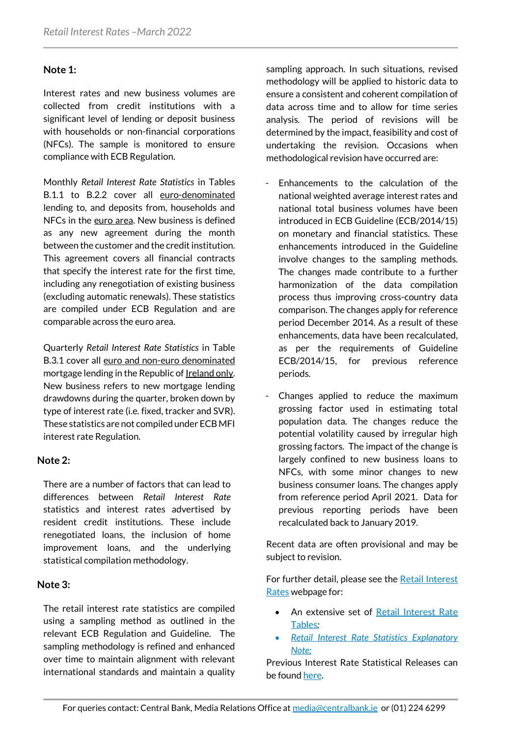## Note 1:

Interest rates and new business volumes are collected from credit institutions with a significant level of lending or deposit business with households or non-financial corporations (NFCs). The sample is monitored to ensure compliance with ECB Regulation.

Monthly *Retail Interest Rate Statistics* in Tables B.1.1 to B.2.2 cover all euro-denominated lending to, and deposits from, households and NFCs in the euro area. New business is defined as any new agreement during the month between the customer and the credit institution. This agreement covers all financial contracts that specify the interest rate for the first time, including any renegotiation of existing business (excluding automatic renewals). These statistics are compiled under ECB Regulation and are comparable across the euro area.

Quarterly *Retail Interest Rate Statistics* in Table B.3.1 cover all euro and non-euro denominated mortgage lending in the Republic of Ireland only. New business refers to new mortgage lending drawdowns during the quarter, broken down by type of interest rate (i.e. fixed, tracker and SVR). These statistics are not compiled under ECB MFI interest rate Regulation.

## Note 2:

There are a number of factors that can lead to differences between *Retail Interest Rate* statistics and interest rates advertised by resident credit institutions. These include renegotiated loans, the inclusion of home improvement loans, and the underlying statistical compilation methodology.

## Note 3:

The retail interest rate statistics are compiled using a sampling method as outlined in the relevant ECB Regulation and Guideline. The sampling methodology is refined and enhanced over time to maintain alignment with relevant international standards and maintain a quality sampling approach. In such situations, revised methodology will be applied to historic data to ensure a consistent and coherent compilation of data across time and to allow for time series analysis. The period of revisions will be determined by the impact, feasibility and cost of undertaking the revision. Occasions when methodological revision have occurred are:

- Enhancements to the calculation of the national weighted average interest rates and national total business volumes have been introduced in ECB Guideline (ECB/2014/15) on monetary and financial statistics. These enhancements introduced in the Guideline involve changes to the sampling methods. The changes made contribute to a further harmonization of the data compilation process thus improving cross-country data comparison. The changes apply for reference period December 2014. As a result of these enhancements, data have been recalculated, as per the requirements of Guideline ECB/2014/15, for previous reference periods.
- Changes applied to reduce the maximum grossing factor used in estimating total population data. The changes reduce the potential volatility caused by irregular high grossing factors. The impact of the change is largely confined to new business loans to NFCs, with some minor changes to new business consumer loans. The changes apply from reference period April 2021. Data for previous reporting periods have been recalculated back to January 2019.

Recent data are often provisional and may be subject to revision.

For further detail, please see the Retail Interest Rates webpage for:

- An extensive set of Retail Interest Rate Tables;
- *Retail Interest Rate Statistics Explanatory Note;*

Previous Interest Rate Statistical Releases can be found here.

For queries contact: Central Bank, Media Relations Office at media@centralbank.ie or (01) 224 6299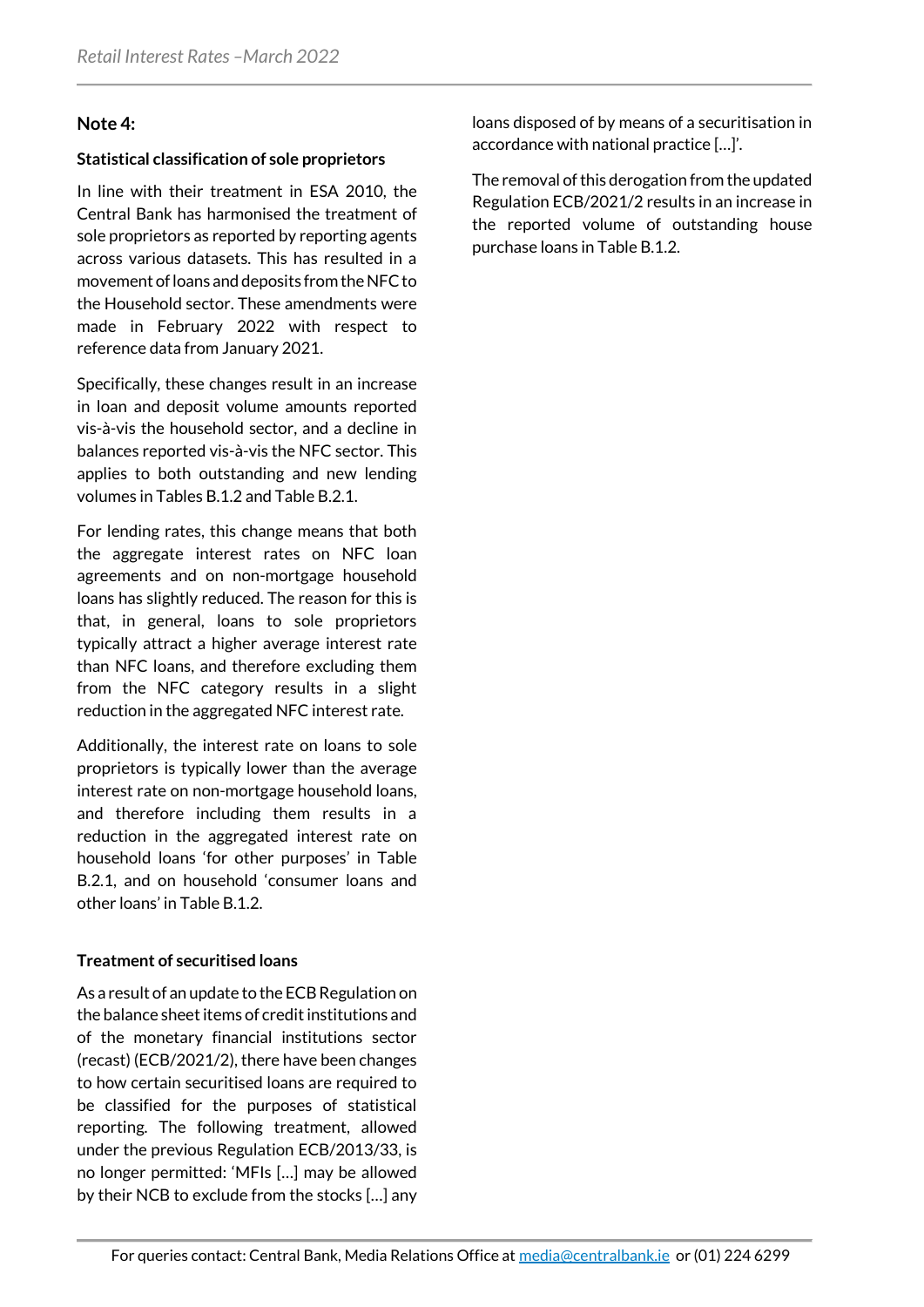## Note 4:

### Statistical classification of sole proprietors

In line with their treatment in ESA 2010, the Central Bank has harmonised the treatment of sole proprietors as reported by reporting agents across various datasets. This has resulted in a movement of loans and deposits from the NFC to the Household sector. These amendments were made in February 2022 with respect to reference data from January 2021.

Specifically, these changes result in an increase in loan and deposit volume amounts reported vis-à-vis the household sector, and a decline in balances reported vis-à-vis the NFC sector. This applies to both outstanding and new lending volumes in Tables B.1.2 and Table B.2.1.

For lending rates, this change means that both the aggregate interest rates on NFC loan agreements and on non-mortgage household loans has slightly reduced. The reason for this is that, in general, loans to sole proprietors typically attract a higher average interest rate than NFC loans, and therefore excluding them from the NFC category results in a slight reduction in the aggregated NFC interest rate.

Additionally, the interest rate on loans to sole proprietors is typically lower than the average interest rate on non-mortgage household loans, and therefore including them results in a reduction in the aggregated interest rate on household loans 'for other purposes' in Table B.2.1, and on household 'consumer loans and other loans' in Table B.1.2.

### Treatment of securitised loans

As a result of an update to the ECB Regulation on the balance sheet items of credit institutions and of the monetary financial institutions sector (recast) (ECB/2021/2), there have been changes to how certain securitised loans are required to be classified for the purposes of statistical reporting. The following treatment, allowed under the previous Regulation ECB/2013/33, is no longer permitted: 'MFIs […] may be allowed by their NCB to exclude from the stocks […] any loans disposed of by means of a securitisation in accordance with national practice […]'.

The removal of this derogation from the updated Regulation ECB/2021/2 results in an increase in the reported volume of outstanding house purchase loans in Table B.1.2.

For queries contact: Central Bank, Media Relations Office at media@centralbank.ie or (01) 224 6299